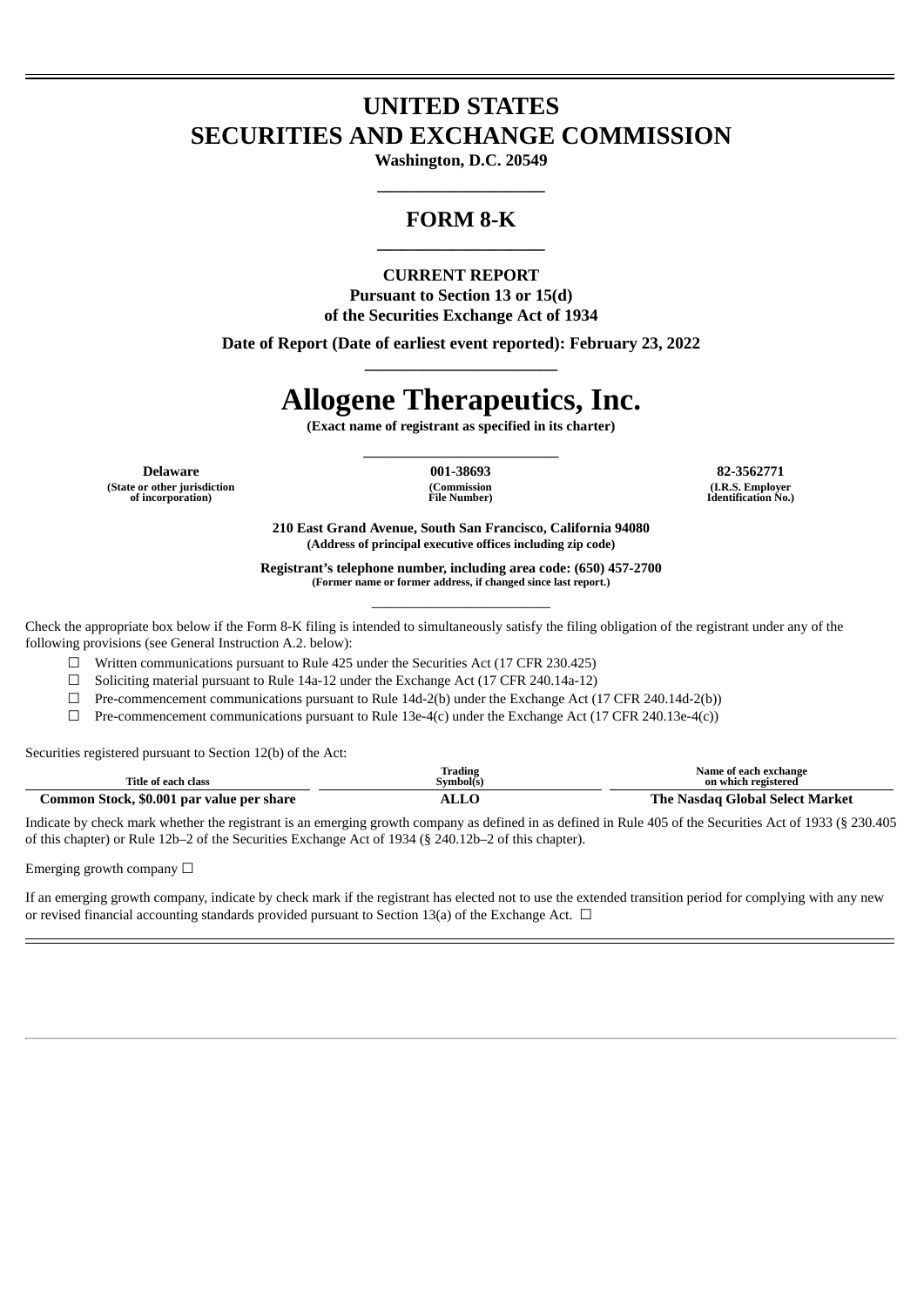# UNITED STATES
# SECURITIES AND EXCHANGE COMMISSION

**Washington, D.C. 20549**

---

## FORM 8-K

---

**CURRENT REPORT**

**Pursuant to Section 13 or 15(d)**
**of the Securities Exchange Act of 1934**

**Date of Report (Date of earliest event reported): February 23, 2022**

---

# Allogene Therapeutics, Inc.

**(Exact name of registrant as specified in its charter)**

---

| **Delaware** | **001-38693** | **82-3562771** |
|---|---|---|
| **(State or other jurisdiction of incorporation)** | **(Commission File Number)** | **(I.R.S. Employer Identification No.)** |

**210 East Grand Avenue, South San Francisco, California 94080**
**(Address of principal executive offices including zip code)**

**Registrant's telephone number, including area code: (650) 457-2700**
**(Former name or former address, if changed since last report.)**

---

Check the appropriate box below if the Form 8-K filing is intended to simultaneously satisfy the filing obligation of the registrant under any of the following provisions (see General Instruction A.2. below):

☐ Written communications pursuant to Rule 425 under the Securities Act (17 CFR 230.425)

☐ Soliciting material pursuant to Rule 14a-12 under the Exchange Act (17 CFR 240.14a-12)

☐ Pre-commencement communications pursuant to Rule 14d-2(b) under the Exchange Act (17 CFR 240.14d-2(b))

☐ Pre-commencement communications pursuant to Rule 13e-4(c) under the Exchange Act (17 CFR 240.13e-4(c))

Securities registered pursuant to Section 12(b) of the Act:

| Title of each class | Trading Symbol(s) | Name of each exchange on which registered |
|---|---|---|
| **Common Stock, $0.001 par value per share** | **ALLO** | **The Nasdaq Global Select Market** |

Indicate by check mark whether the registrant is an emerging growth company as defined in as defined in Rule 405 of the Securities Act of 1933 (§ 230.405 of this chapter) or Rule 12b–2 of the Securities Exchange Act of 1934 (§ 240.12b–2 of this chapter).

Emerging growth company ☐

If an emerging growth company, indicate by check mark if the registrant has elected not to use the extended transition period for complying with any new or revised financial accounting standards provided pursuant to Section 13(a) of the Exchange Act. ☐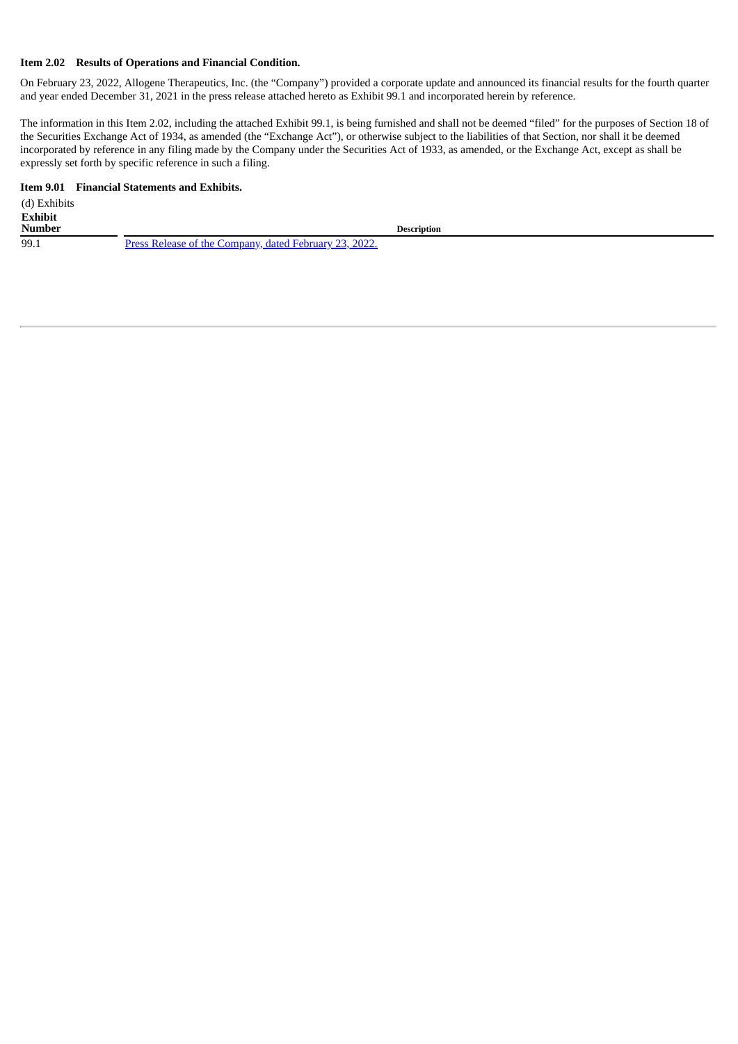**Item 2.02 Results of Operations and Financial Condition.**

On February 23, 2022, Allogene Therapeutics, Inc. (the "Company") provided a corporate update and announced its financial results for the fourth quarter and year ended December 31, 2021 in the press release attached hereto as Exhibit 99.1 and incorporated herein by reference.

The information in this Item 2.02, including the attached Exhibit 99.1, is being furnished and shall not be deemed "filed" for the purposes of Section 18 of the Securities Exchange Act of 1934, as amended (the "Exchange Act"), or otherwise subject to the liabilities of that Section, nor shall it be deemed incorporated by reference in any filing made by the Company under the Securities Act of 1933, as amended, or the Exchange Act, except as shall be expressly set forth by specific reference in such a filing.

**Item 9.01 Financial Statements and Exhibits.**

(d) Exhibits

| Exhibit Number | Description |
|---|---|
| 99.1 | Press Release of the Company, dated February 23, 2022. |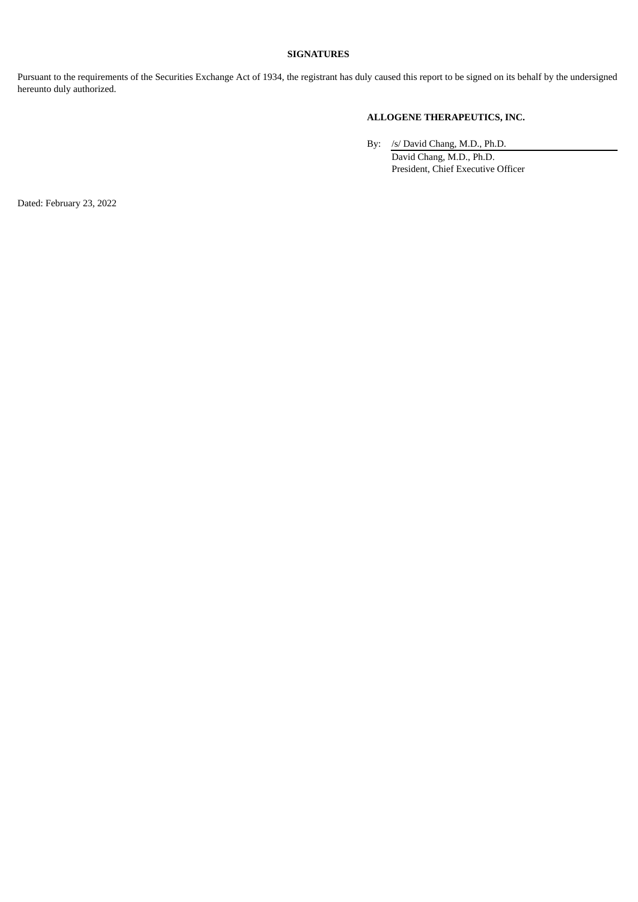**SIGNATURES**

Pursuant to the requirements of the Securities Exchange Act of 1934, the registrant has duly caused this report to be signed on its behalf by the undersigned hereunto duly authorized.

**ALLOGENE THERAPEUTICS, INC.**

By: /s/ David Chang, M.D., Ph.D.
David Chang, M.D., Ph.D.
President, Chief Executive Officer

Dated: February 23, 2022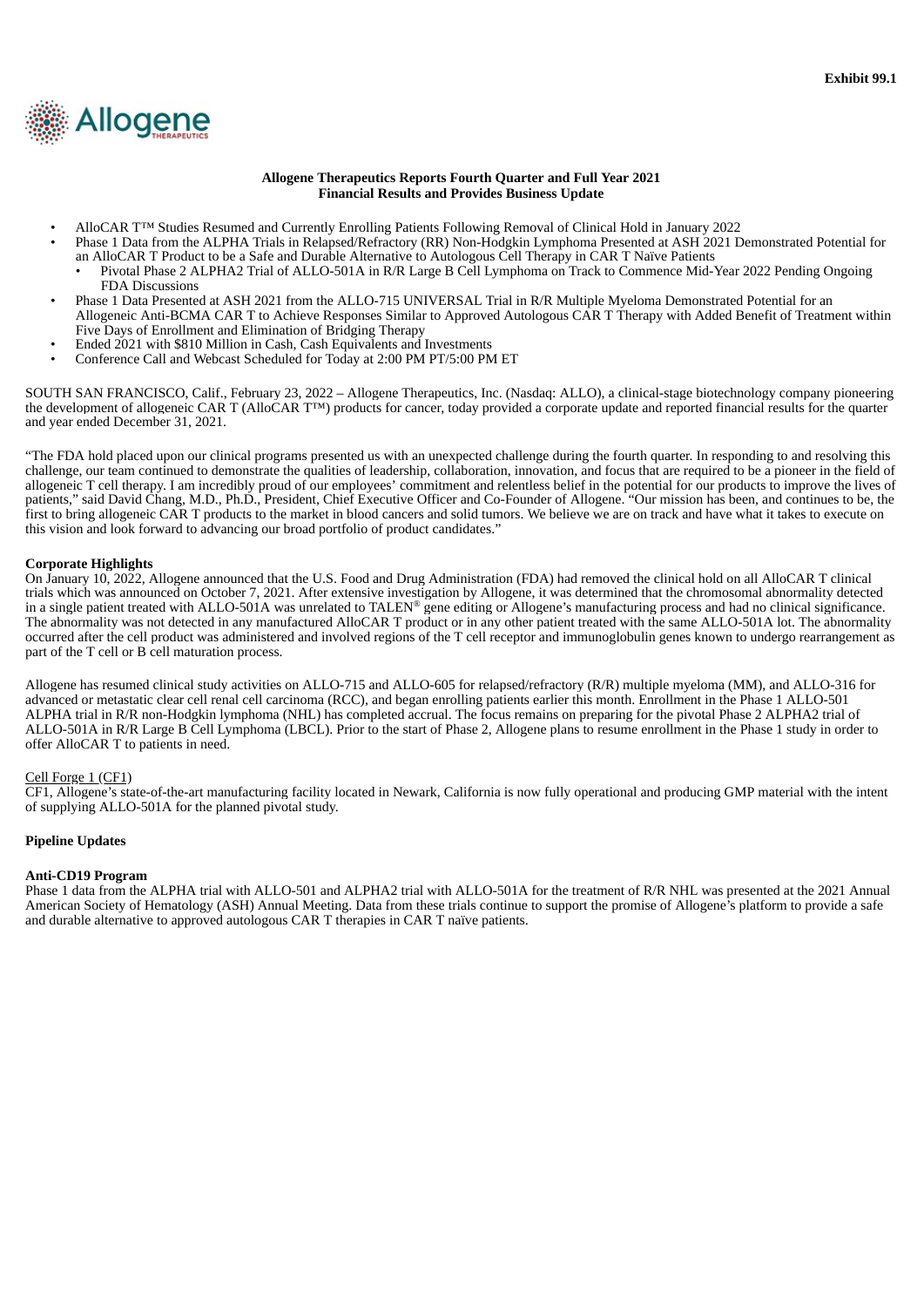Exhibit 99.1

**Allogene Therapeutics Reports Fourth Quarter and Full Year 2021 Financial Results and Provides Business Update**

- AlloCAR T™ Studies Resumed and Currently Enrolling Patients Following Removal of Clinical Hold in January 2022
- Phase 1 Data from the ALPHA Trials in Relapsed/Refractory (RR) Non-Hodgkin Lymphoma Presented at ASH 2021 Demonstrated Potential for an AlloCAR T Product to be a Safe and Durable Alternative to Autologous Cell Therapy in CAR T Naïve Patients
  - Pivotal Phase 2 ALPHA2 Trial of ALLO-501A in R/R Large B Cell Lymphoma on Track to Commence Mid-Year 2022 Pending Ongoing FDA Discussions
- Phase 1 Data Presented at ASH 2021 from the ALLO-715 UNIVERSAL Trial in R/R Multiple Myeloma Demonstrated Potential for an Allogeneic Anti-BCMA CAR T to Achieve Responses Similar to Approved Autologous CAR T Therapy with Added Benefit of Treatment within Five Days of Enrollment and Elimination of Bridging Therapy
- Ended 2021 with $810 Million in Cash, Cash Equivalents and Investments
- Conference Call and Webcast Scheduled for Today at 2:00 PM PT/5:00 PM ET

SOUTH SAN FRANCISCO, Calif., February 23, 2022 – Allogene Therapeutics, Inc. (Nasdaq: ALLO), a clinical-stage biotechnology company pioneering the development of allogeneic CAR T (AlloCAR T™) products for cancer, today provided a corporate update and reported financial results for the quarter and year ended December 31, 2021.

"The FDA hold placed upon our clinical programs presented us with an unexpected challenge during the fourth quarter. In responding to and resolving this challenge, our team continued to demonstrate the qualities of leadership, collaboration, innovation, and focus that are required to be a pioneer in the field of allogeneic T cell therapy. I am incredibly proud of our employees' commitment and relentless belief in the potential for our products to improve the lives of patients," said David Chang, M.D., Ph.D., President, Chief Executive Officer and Co-Founder of Allogene. "Our mission has been, and continues to be, the first to bring allogeneic CAR T products to the market in blood cancers and solid tumors. We believe we are on track and have what it takes to execute on this vision and look forward to advancing our broad portfolio of product candidates."

**Corporate Highlights**

On January 10, 2022, Allogene announced that the U.S. Food and Drug Administration (FDA) had removed the clinical hold on all AlloCAR T clinical trials which was announced on October 7, 2021. After extensive investigation by Allogene, it was determined that the chromosomal abnormality detected in a single patient treated with ALLO-501A was unrelated to TALEN® gene editing or Allogene's manufacturing process and had no clinical significance. The abnormality was not detected in any manufactured AlloCAR T product or in any other patient treated with the same ALLO-501A lot. The abnormality occurred after the cell product was administered and involved regions of the T cell receptor and immunoglobulin genes known to undergo rearrangement as part of the T cell or B cell maturation process.

Allogene has resumed clinical study activities on ALLO-715 and ALLO-605 for relapsed/refractory (R/R) multiple myeloma (MM), and ALLO-316 for advanced or metastatic clear cell renal cell carcinoma (RCC), and began enrolling patients earlier this month. Enrollment in the Phase 1 ALLO-501 ALPHA trial in R/R non-Hodgkin lymphoma (NHL) has completed accrual. The focus remains on preparing for the pivotal Phase 2 ALPHA2 trial of ALLO-501A in R/R Large B Cell Lymphoma (LBCL). Prior to the start of Phase 2, Allogene plans to resume enrollment in the Phase 1 study in order to offer AlloCAR T to patients in need.

Cell Forge 1 (CF1)

CF1, Allogene's state-of-the-art manufacturing facility located in Newark, California is now fully operational and producing GMP material with the intent of supplying ALLO-501A for the planned pivotal study.

**Pipeline Updates**

**Anti-CD19 Program**

Phase 1 data from the ALPHA trial with ALLO-501 and ALPHA2 trial with ALLO-501A for the treatment of R/R NHL was presented at the 2021 Annual American Society of Hematology (ASH) Annual Meeting. Data from these trials continue to support the promise of Allogene's platform to provide a safe and durable alternative to approved autologous CAR T therapies in CAR T naïve patients.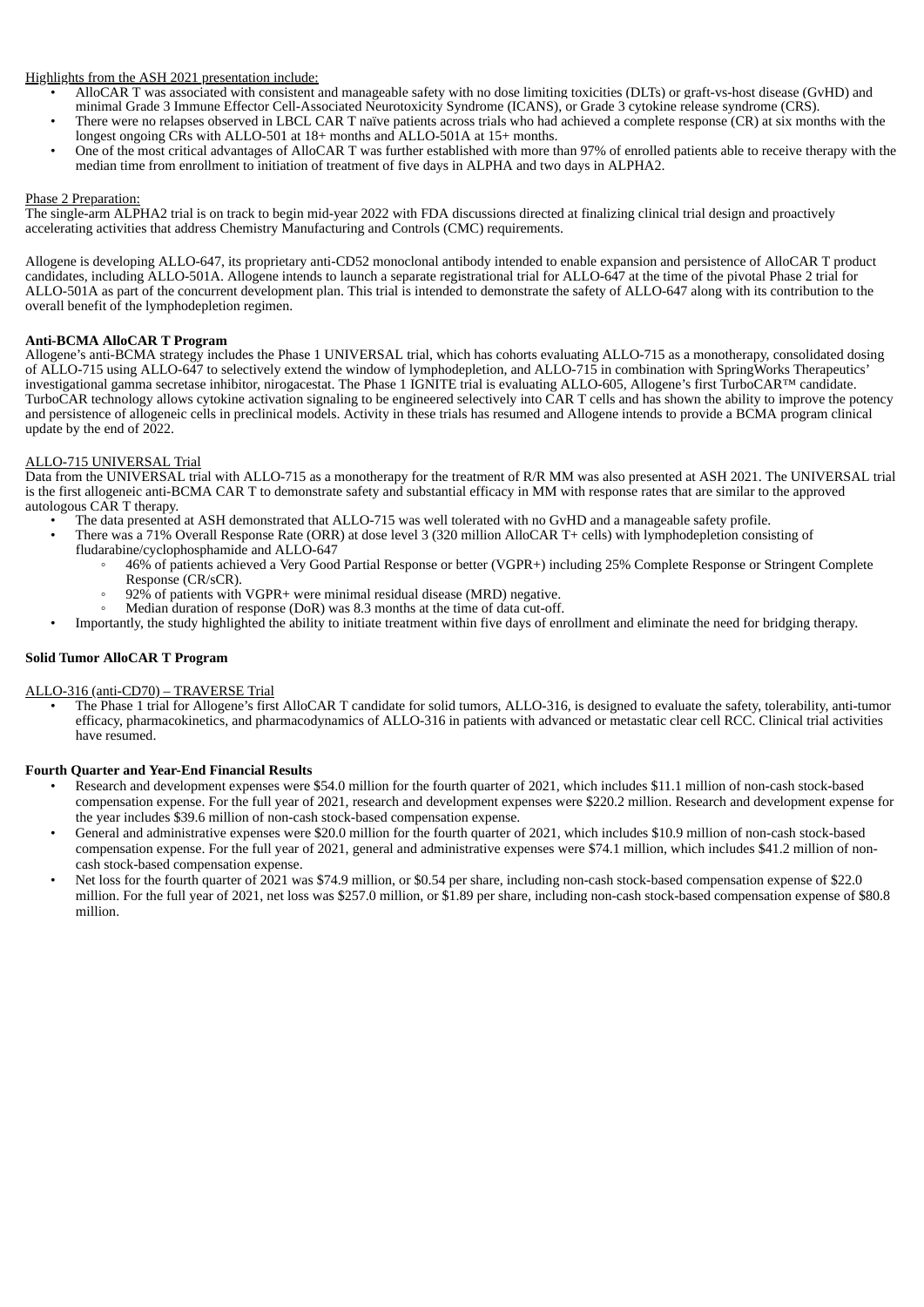Highlights from the ASH 2021 presentation include:

- AlloCAR T was associated with consistent and manageable safety with no dose limiting toxicities (DLTs) or graft-vs-host disease (GvHD) and minimal Grade 3 Immune Effector Cell-Associated Neurotoxicity Syndrome (ICANS), or Grade 3 cytokine release syndrome (CRS).
- There were no relapses observed in LBCL CAR T naïve patients across trials who had achieved a complete response (CR) at six months with the longest ongoing CRs with ALLO-501 at 18+ months and ALLO-501A at 15+ months.
- One of the most critical advantages of AlloCAR T was further established with more than 97% of enrolled patients able to receive therapy with the median time from enrollment to initiation of treatment of five days in ALPHA and two days in ALPHA2.

Phase 2 Preparation:

The single-arm ALPHA2 trial is on track to begin mid-year 2022 with FDA discussions directed at finalizing clinical trial design and proactively accelerating activities that address Chemistry Manufacturing and Controls (CMC) requirements.

Allogene is developing ALLO-647, its proprietary anti-CD52 monoclonal antibody intended to enable expansion and persistence of AlloCAR T product candidates, including ALLO-501A. Allogene intends to launch a separate registrational trial for ALLO-647 at the time of the pivotal Phase 2 trial for ALLO-501A as part of the concurrent development plan. This trial is intended to demonstrate the safety of ALLO-647 along with its contribution to the overall benefit of the lymphodepletion regimen.

**Anti-BCMA AlloCAR T Program**

Allogene's anti-BCMA strategy includes the Phase 1 UNIVERSAL trial, which has cohorts evaluating ALLO-715 as a monotherapy, consolidated dosing of ALLO-715 using ALLO-647 to selectively extend the window of lymphodepletion, and ALLO-715 in combination with SpringWorks Therapeutics' investigational gamma secretase inhibitor, nirogacestat. The Phase 1 IGNITE trial is evaluating ALLO-605, Allogene's first TurboCAR™ candidate. TurboCAR technology allows cytokine activation signaling to be engineered selectively into CAR T cells and has shown the ability to improve the potency and persistence of allogeneic cells in preclinical models. Activity in these trials has resumed and Allogene intends to provide a BCMA program clinical update by the end of 2022.

ALLO-715 UNIVERSAL Trial

Data from the UNIVERSAL trial with ALLO-715 as a monotherapy for the treatment of R/R MM was also presented at ASH 2021. The UNIVERSAL trial is the first allogeneic anti-BCMA CAR T to demonstrate safety and substantial efficacy in MM with response rates that are similar to the approved autologous CAR T therapy.

- The data presented at ASH demonstrated that ALLO-715 was well tolerated with no GvHD and a manageable safety profile.
- There was a 71% Overall Response Rate (ORR) at dose level 3 (320 million AlloCAR T+ cells) with lymphodepletion consisting of fludarabine/cyclophosphamide and ALLO-647
  - 46% of patients achieved a Very Good Partial Response or better (VGPR+) including 25% Complete Response or Stringent Complete Response (CR/sCR).
  - 92% of patients with VGPR+ were minimal residual disease (MRD) negative.
  - Median duration of response (DoR) was 8.3 months at the time of data cut-off.
- Importantly, the study highlighted the ability to initiate treatment within five days of enrollment and eliminate the need for bridging therapy.

**Solid Tumor AlloCAR T Program**

ALLO-316 (anti-CD70) – TRAVERSE Trial

- The Phase 1 trial for Allogene's first AlloCAR T candidate for solid tumors, ALLO-316, is designed to evaluate the safety, tolerability, anti-tumor efficacy, pharmacokinetics, and pharmacodynamics of ALLO-316 in patients with advanced or metastatic clear cell RCC. Clinical trial activities have resumed.

**Fourth Quarter and Year-End Financial Results**

- Research and development expenses were $54.0 million for the fourth quarter of 2021, which includes $11.1 million of non-cash stock-based compensation expense. For the full year of 2021, research and development expenses were $220.2 million. Research and development expense for the year includes $39.6 million of non-cash stock-based compensation expense.
- General and administrative expenses were $20.0 million for the fourth quarter of 2021, which includes $10.9 million of non-cash stock-based compensation expense. For the full year of 2021, general and administrative expenses were $74.1 million, which includes $41.2 million of non-cash stock-based compensation expense.
- Net loss for the fourth quarter of 2021 was $74.9 million, or $0.54 per share, including non-cash stock-based compensation expense of $22.0 million. For the full year of 2021, net loss was $257.0 million, or $1.89 per share, including non-cash stock-based compensation expense of $80.8 million.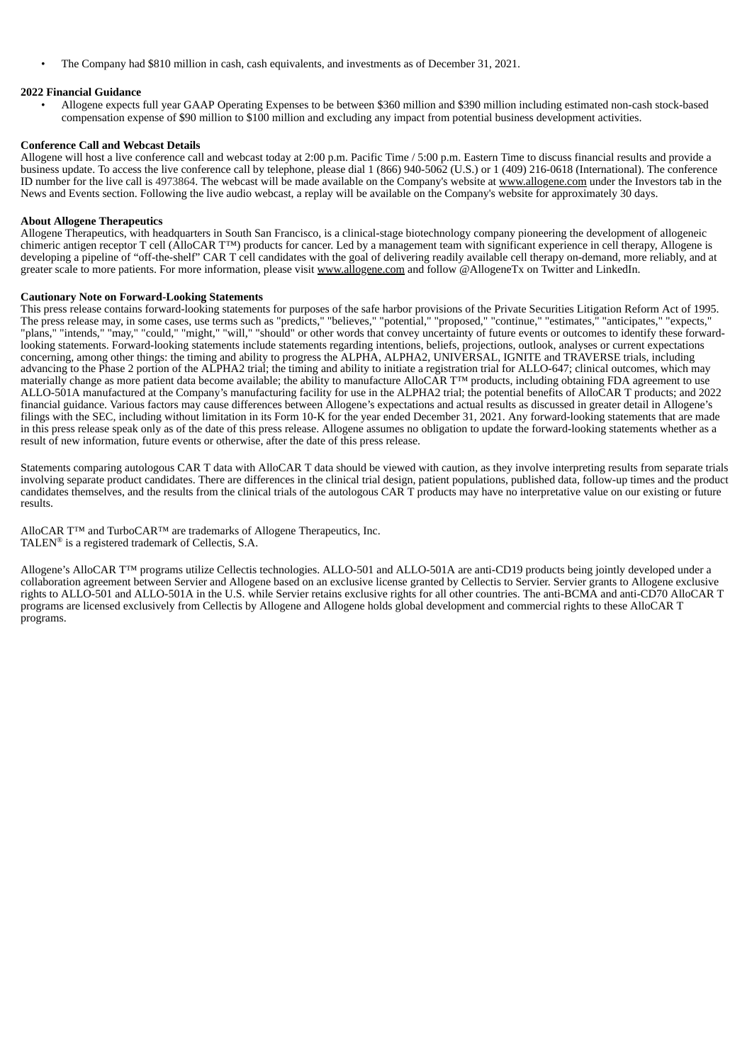- The Company had $810 million in cash, cash equivalents, and investments as of December 31, 2021.

**2022 Financial Guidance**

- Allogene expects full year GAAP Operating Expenses to be between $360 million and $390 million including estimated non-cash stock-based compensation expense of $90 million to $100 million and excluding any impact from potential business development activities.

**Conference Call and Webcast Details**

Allogene will host a live conference call and webcast today at 2:00 p.m. Pacific Time / 5:00 p.m. Eastern Time to discuss financial results and provide a business update. To access the live conference call by telephone, please dial 1 (866) 940-5062 (U.S.) or 1 (409) 216-0618 (International). The conference ID number for the live call is 4973864. The webcast will be made available on the Company's website at www.allogene.com under the Investors tab in the News and Events section. Following the live audio webcast, a replay will be available on the Company's website for approximately 30 days.

**About Allogene Therapeutics**

Allogene Therapeutics, with headquarters in South San Francisco, is a clinical-stage biotechnology company pioneering the development of allogeneic chimeric antigen receptor T cell (AlloCAR T™) products for cancer. Led by a management team with significant experience in cell therapy, Allogene is developing a pipeline of "off-the-shelf" CAR T cell candidates with the goal of delivering readily available cell therapy on-demand, more reliably, and at greater scale to more patients. For more information, please visit www.allogene.com and follow @AllogeneTx on Twitter and LinkedIn.

**Cautionary Note on Forward-Looking Statements**

This press release contains forward-looking statements for purposes of the safe harbor provisions of the Private Securities Litigation Reform Act of 1995. The press release may, in some cases, use terms such as "predicts," "believes," "potential," "proposed," "continue," "estimates," "anticipates," "expects," "plans," "intends," "may," "could," "might," "will," "should" or other words that convey uncertainty of future events or outcomes to identify these forward-looking statements. Forward-looking statements include statements regarding intentions, beliefs, projections, outlook, analyses or current expectations concerning, among other things: the timing and ability to progress the ALPHA, ALPHA2, UNIVERSAL, IGNITE and TRAVERSE trials, including advancing to the Phase 2 portion of the ALPHA2 trial; the timing and ability to initiate a registration trial for ALLO-647; clinical outcomes, which may materially change as more patient data become available; the ability to manufacture AlloCAR T™ products, including obtaining FDA agreement to use ALLO-501A manufactured at the Company's manufacturing facility for use in the ALPHA2 trial; the potential benefits of AlloCAR T products; and 2022 financial guidance. Various factors may cause differences between Allogene's expectations and actual results as discussed in greater detail in Allogene's filings with the SEC, including without limitation in its Form 10-K for the year ended December 31, 2021. Any forward-looking statements that are made in this press release speak only as of the date of this press release. Allogene assumes no obligation to update the forward-looking statements whether as a result of new information, future events or otherwise, after the date of this press release.

Statements comparing autologous CAR T data with AlloCAR T data should be viewed with caution, as they involve interpreting results from separate trials involving separate product candidates. There are differences in the clinical trial design, patient populations, published data, follow-up times and the product candidates themselves, and the results from the clinical trials of the autologous CAR T products may have no interpretative value on our existing or future results.

AlloCAR T™ and TurboCAR™ are trademarks of Allogene Therapeutics, Inc.
TALEN® is a registered trademark of Cellectis, S.A.

Allogene's AlloCAR T™ programs utilize Cellectis technologies. ALLO-501 and ALLO-501A are anti-CD19 products being jointly developed under a collaboration agreement between Servier and Allogene based on an exclusive license granted by Cellectis to Servier. Servier grants to Allogene exclusive rights to ALLO-501 and ALLO-501A in the U.S. while Servier retains exclusive rights for all other countries. The anti-BCMA and anti-CD70 AlloCAR T programs are licensed exclusively from Cellectis by Allogene and Allogene holds global development and commercial rights to these AlloCAR T programs.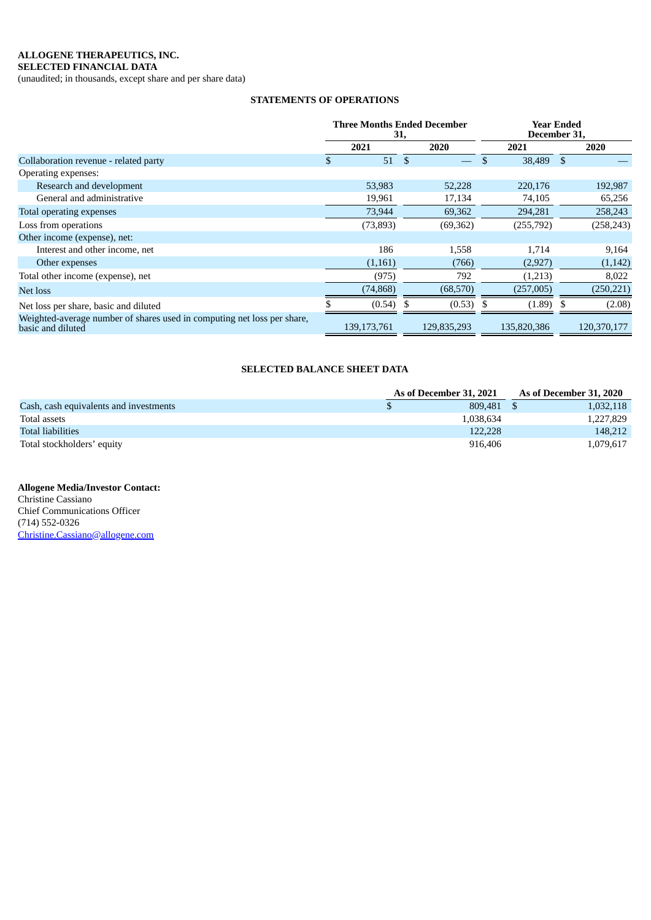**ALLOGENE THERAPEUTICS, INC.**
**SELECTED FINANCIAL DATA**
(unaudited; in thousands, except share and per share data)

**STATEMENTS OF OPERATIONS**

| | Three Months Ended December 31, | | Year Ended December 31, | |
|---|---|---|---|---|
| | 2021 | 2020 | 2021 | 2020 |
| Collaboration revenue - related party | $ 51 | $ — | $ 38,489 | $ — |
| Operating expenses: | | | | |
| Research and development | 53,983 | 52,228 | 220,176 | 192,987 |
| General and administrative | 19,961 | 17,134 | 74,105 | 65,256 |
| Total operating expenses | 73,944 | 69,362 | 294,281 | 258,243 |
| Loss from operations | (73,893) | (69,362) | (255,792) | (258,243) |
| Other income (expense), net: | | | | |
| Interest and other income, net | 186 | 1,558 | 1,714 | 9,164 |
| Other expenses | (1,161) | (766) | (2,927) | (1,142) |
| Total other income (expense), net | (975) | 792 | (1,213) | 8,022 |
| Net loss | (74,868) | (68,570) | (257,005) | (250,221) |
| Net loss per share, basic and diluted | $ (0.54) | $ (0.53) | $ (1.89) | $ (2.08) |
| Weighted-average number of shares used in computing net loss per share, basic and diluted | 139,173,761 | 129,835,293 | 135,820,386 | 120,370,177 |

**SELECTED BALANCE SHEET DATA**

| | As of December 31, 2021 | As of December 31, 2020 |
|---|---|---|
| Cash, cash equivalents and investments | $ 809,481 | $ 1,032,118 |
| Total assets | 1,038,634 | 1,227,829 |
| Total liabilities | 122,228 | 148,212 |
| Total stockholders' equity | 916,406 | 1,079,617 |

**Allogene Media/Investor Contact:**
Christine Cassiano
Chief Communications Officer
(714) 552-0326
Christine.Cassiano@allogene.com